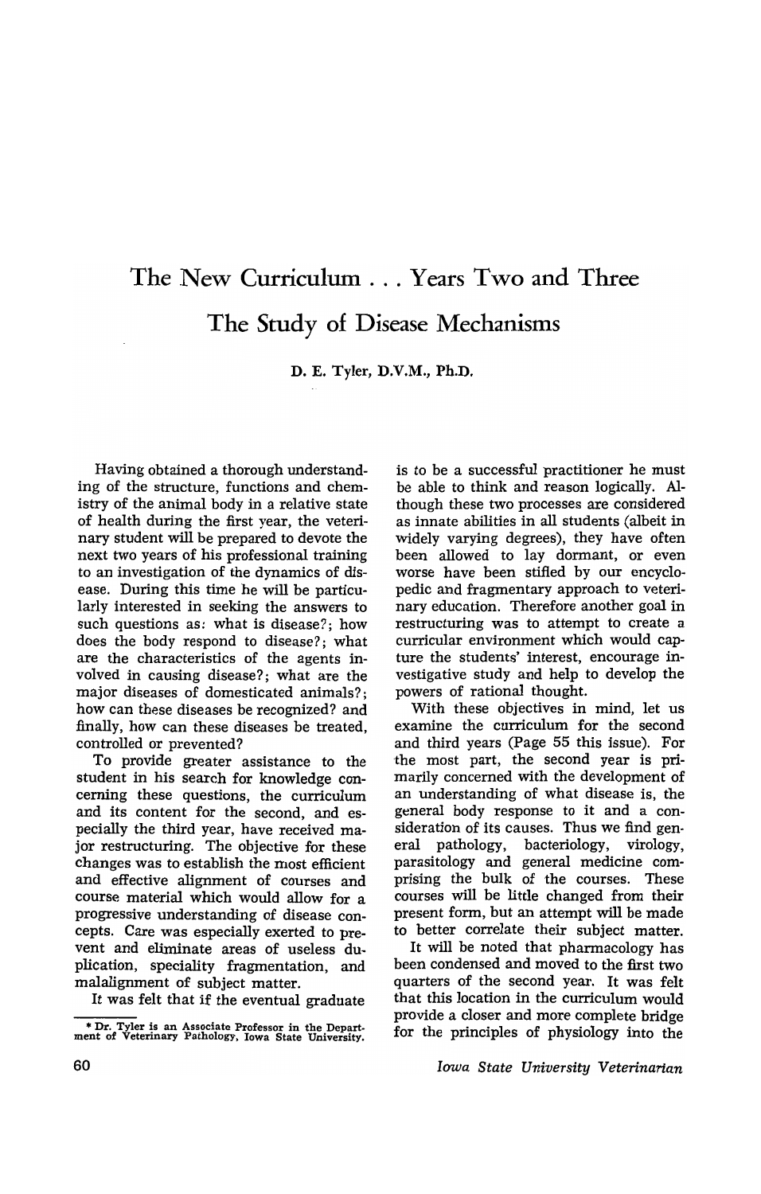# The New Curriculum . . . Years Two and Three

## The Study of Disease Mechanisms

D. E. Tyler, D.V.M., Ph.D.*

Having obtained a thorough understanding of the structure, functions and chemistry of the animal body in a relative state of health during the first year, the veterinary student will be prepared to devote the next two years of his professional training to an investigation of the dynamics of disease. During this time he will be particularly interested in seeking the answers to such questions as: what is disease?; how does the body respond to disease?; what are the characteristics of the agents involved in causing disease?; what are the major diseases of domesticated animals?; how can these diseases be recognized? and finally, how can these diseases be treated, controlled or prevented?

To provide greater assistance to the student in his search for knowledge concerning these questions, the curriculum and its content for the second, and especially the third year, have received major restructuring. The objective for these changes was to establish the most efficient and effective alignment of courses and course material which would allow for a progressive understanding of disease concepts. Care was especially exerted to prevent and eliminate areas of useless duplication, speciality fragmentation, and malalignment of subject matter.

It was felt that if the eventual graduate is to be a successful practitioner he must be able to think and reason logically. Although these two processes are considered as innate abilities in all students (albeit in widely varying degrees), they have often been allowed to lay dormant, or even worse have been stifled by our encyclopedic and fragmentary approach to veterinary education. Therefore another goal in restructuring was to attempt to create a curricular environment which would capture the students' interest, encourage investigative study and help to develop the powers of rational thought.

With these objectives in mind, let us examine the curriculum for the second and third years (Page 55 this issue). For the most part, the second year is primarily concerned with the development of an understanding of what disease is, the general body response to it and a consideration of its causes. Thus we find general pathology, bacteriology, virology, parasitology and general medicine comprising the bulk of the courses. These courses will be little changed from their present form, but an attempt will be made to better correlate their subject matter.

It will be noted that pharmacology has been condensed and moved to the first two quarters of the second year. It was felt that this location in the curriculum would provide a closer and more complete bridge for the principles of physiology into the

---

* Dr. Tyler is an Associate Professor in the Department of Veterinary Pathology, Iowa State University.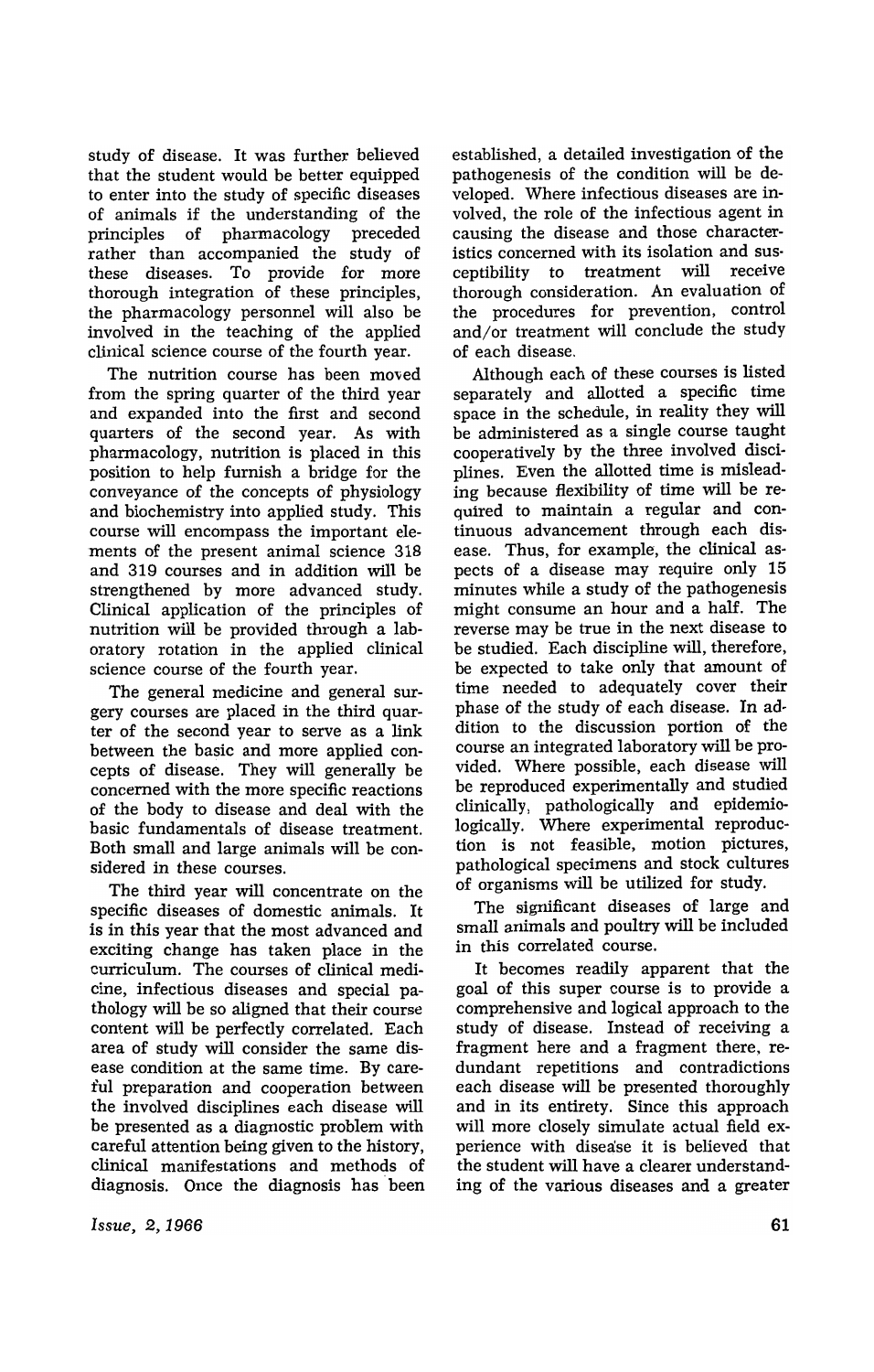study of disease. It was further believed that the student would be better equipped to enter into the study of specific diseases of animals if the understanding of the principles of pharmacology preceded rather than accompanied the study of these diseases. To provide for more thorough integration of these principles, the pharmacology personnel will also be involved in the teaching of the applied clinical science course of the fourth year.

The nutrition course has been moved from the spring quarter of the third year and expanded into the first and second quarters of the second year. As with pharmacology, nutrition is placed in this position to help furnish a bridge for the conveyance of the concepts of physiology and biochemistry into applied study. This course will encompass the important elements of the present animal science 318 and 319 courses and in addition will be strengthened by more advanced study. Clinical application of the principles of nutrition will be provided through a laboratory rotation in the applied clinical science course of the fourth year.

The general medicine and general surgery courses are placed in the third quarter of the second year to serve as a link between the basic and more applied concepts of disease. They will generally be concerned with the more specific reactions of the body to disease and deal with the basic fundamentals of disease treatment. Both small and large animals will be considered in these courses.

The third year will concentrate on the specific diseases of domestic animals. It is in this year that the most advanced and exciting change has taken place in the curriculum. The courses of clinical medicine, infectious diseases and special pathology will be so aligned that their course content will be perfectly correlated. Each area of study will consider the same disease condition at the same time. By careful preparation and cooperation between the involved disciplines each disease will be presented as a diagnostic problem with careful attention being given to the history, clinical manifestations and methods of diagnosis. Once the diagnosis has been established, a detailed investigation of the pathogenesis of the condition will be developed. Where infectious diseases are involved, the role of the infectious agent in causing the disease and those characteristics concerned with its isolation and susceptibility to treatment will receive thorough consideration. An evaluation of the procedures for prevention, control and/or treatment will conclude the study of each disease.

Although each of these courses is listed separately and allotted a specific time space in the schedule, in reality they will be administered as a single course taught cooperatively by the three involved disciplines. Even the allotted time is misleading because flexibility of time will be required to maintain a regular and continuous advancement through each disease. Thus, for example, the clinical aspects of a disease may require only 15 minutes while a study of the pathogenesis might consume an hour and a half. The reverse may be true in the next disease to be studied. Each discipline will, therefore, be expected to take only that amount of time needed to adequately cover their phase of the study of each disease. In addition to the discussion portion of the course an integrated laboratory will be provided. Where possible, each disease will be reproduced experimentally and studied clinically, pathologically and epidemiologically. Where experimental reproduction is not feasible, motion pictures, pathological specimens and stock cultures of organisms will be utilized for study.

The significant diseases of large and small animals and poultry will be included in this correlated course.

It becomes readily apparent that the goal of this super course is to provide a comprehensive and logical approach to the study of disease. Instead of receiving a fragment here and a fragment there, redundant repetitions and contradictions each disease will be presented thoroughly and in its entirety. Since this approach will more closely simulate actual field experience with disease it is believed that the student will have a clearer understanding of the various diseases and a greater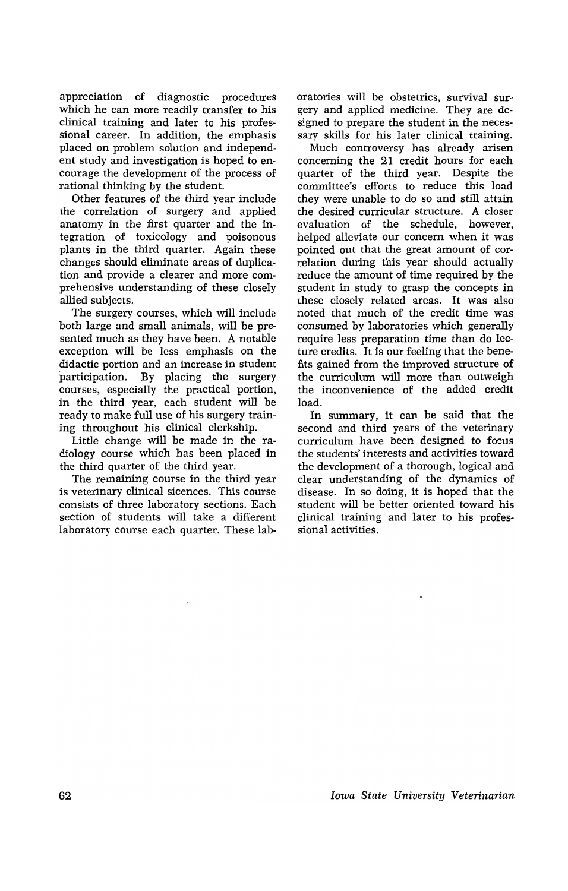appreciation of diagnostic procedures which he can more readily transfer to his clinical training and later to his professional career. In addition, the emphasis placed on problem solution and independent study and investigation is hoped to encourage the development of the process of rational thinking by the student.

Other features of the third year include the correlation of surgery and applied anatomy in the first quarter and the integration of toxicology and poisonous plants in the third quarter. Again these changes should eliminate areas of duplication and provide a clearer and more comprehensive understanding of these closely allied subjects.

The surgery courses, which will include both large and small animals, will be presented much as they have been. A notable exception will be less emphasis on the didactic portion and an increase in student participation. By placing the surgery courses, especially the practical portion, in the third year, each student will be ready to make full use of his surgery training throughout his clinical clerkship.

Little change will be made in the radiology course which has been placed in the third quarter of the third year.

The remaining course in the third year is veterinary clinical sicences. This course consists of three laboratory sections. Each section of students will take a different laboratory course each quarter. These laboratories will be obstetrics, survival surgery and applied medicine. They are designed to prepare the student in the necessary skills for his later clinical training.

Much controversy has already arisen concerning the 21 credit hours for each quarter of the third year. Despite the committee's efforts to reduce this load they were unable to do so and still attain the desired curricular structure. A closer evaluation of the schedule, however, helped alleviate our concern when it was pointed out that the great amount of correlation during this year should actually reduce the amount of time required by the student in study to grasp the concepts in these closely related areas. It was also noted that much of the credit time was consumed by laboratories which generally require less preparation time than do lecture credits. It is our feeling that the benefits gained from the improved structure of the curriculum will more than outweigh the inconvenience of the added credit load.

In summary, it can be said that the second and third years of the veterinary curriculum have been designed to focus the students' interests and activities toward the development of a thorough, logical and clear understanding of the dynamics of disease. In so doing, it is hoped that the student will be better oriented toward his clinical training and later to his professional activities.